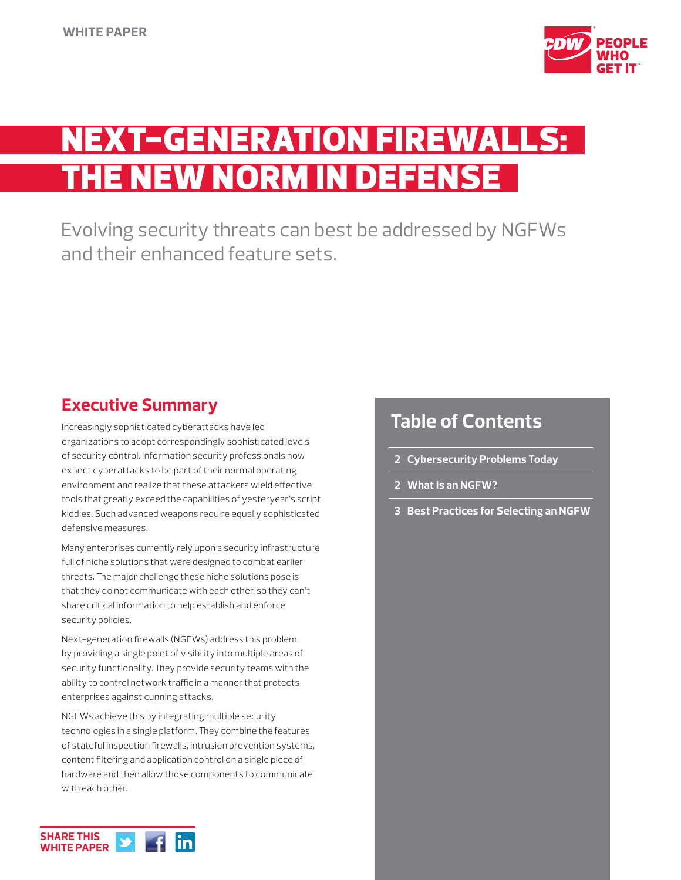WHITE PAPER

# NEXT-GENERATION FIREWALLS: THE NEW NORM IN DEFENSE

Evolving security threats can best be addressed by NGFWs and their enhanced feature sets.

## Executive Summary

Increasingly sophisticated cyberattacks have led organizations to adopt correspondingly sophisticated levels of security control. Information security professionals now expect cyberattacks to be part of their normal operating environment and realize that these attackers wield effective tools that greatly exceed the capabilities of yesteryear's script kiddies. Such advanced weapons require equally sophisticated defensive measures.

Many enterprises currently rely upon a security infrastructure full of niche solutions that were designed to combat earlier threats. The major challenge these niche solutions pose is that they do not communicate with each other, so they can't share critical information to help establish and enforce security policies.

Next-generation firewalls (NGFWs) address this problem by providing a single point of visibility into multiple areas of security functionality. They provide security teams with the ability to control network traffic in a manner that protects enterprises against cunning attacks.

NGFWs achieve this by integrating multiple security technologies in a single platform. They combine the features of stateful inspection firewalls, intrusion prevention systems, content filtering and application control on a single piece of hardware and then allow those components to communicate with each other.

## Table of Contents

- 2 Cybersecurity Problems Today
- 2 What Is an NGFW?
- 3 Best Practices for Selecting an NGFW

SHARE THIS WHITE PAPER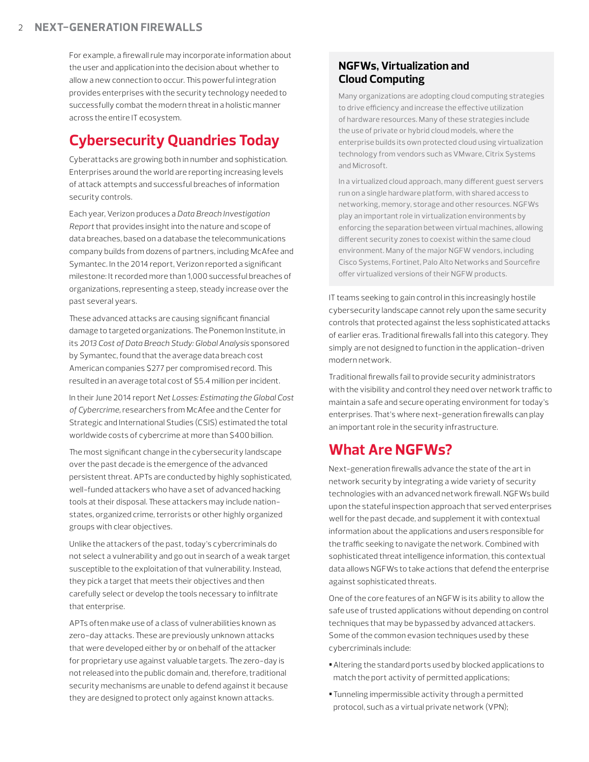For example, a firewall rule may incorporate information about the user and application into the decision about whether to allow a new connection to occur. This powerful integration provides enterprises with the security technology needed to successfully combat the modern threat in a holistic manner across the entire IT ecosystem.

## Cybersecurity Quandries Today

Cyberattacks are growing both in number and sophistication. Enterprises around the world are reporting increasing levels of attack attempts and successful breaches of information security controls.

Each year, Verizon produces a *Data Breach Investigation Report* that provides insight into the nature and scope of data breaches, based on a database the telecommunications company builds from dozens of partners, including McAfee and Symantec. In the 2014 report, Verizon reported a significant milestone: It recorded more than 1,000 successful breaches of organizations, representing a steep, steady increase over the past several years.

These advanced attacks are causing significant financial damage to targeted organizations. The Ponemon Institute, in its *2013 Cost of Data Breach Study: Global Analysis* sponsored by Symantec, found that the average data breach cost American companies $277 per compromised record. This resulted in an average total cost of $5.4 million per incident.

In their June 2014 report *Net Losses: Estimating the Global Cost of Cybercrime*, researchers from McAfee and the Center for Strategic and International Studies (CSIS) estimated the total worldwide costs of cybercrime at more than $400 billion.

The most significant change in the cybersecurity landscape over the past decade is the emergence of the advanced persistent threat. APTs are conducted by highly sophisticated, well-funded attackers who have a set of advanced hacking tools at their disposal. These attackers may include nation-states, organized crime, terrorists or other highly organized groups with clear objectives.

Unlike the attackers of the past, today's cybercriminals do not select a vulnerability and go out in search of a weak target susceptible to the exploitation of that vulnerability. Instead, they pick a target that meets their objectives and then carefully select or develop the tools necessary to infiltrate that enterprise.

APTs often make use of a class of vulnerabilities known as zero-day attacks. These are previously unknown attacks that were developed either by or on behalf of the attacker for proprietary use against valuable targets. The zero-day is not released into the public domain and, therefore, traditional security mechanisms are unable to defend against it because they are designed to protect only against known attacks.

### NGFWs, Virtualization and Cloud Computing

Many organizations are adopting cloud computing strategies to drive efficiency and increase the effective utilization of hardware resources. Many of these strategies include the use of private or hybrid cloud models, where the enterprise builds its own protected cloud using virtualization technology from vendors such as VMware, Citrix Systems and Microsoft.

In a virtualized cloud approach, many different guest servers run on a single hardware platform, with shared access to networking, memory, storage and other resources. NGFWs play an important role in virtualization environments by enforcing the separation between virtual machines, allowing different security zones to coexist within the same cloud environment. Many of the major NGFW vendors, including Cisco Systems, Fortinet, Palo Alto Networks and Sourcefire offer virtualized versions of their NGFW products.

IT teams seeking to gain control in this increasingly hostile cybersecurity landscape cannot rely upon the same security controls that protected against the less sophisticated attacks of earlier eras. Traditional firewalls fall into this category. They simply are not designed to function in the application-driven modern network.

Traditional firewalls fail to provide security administrators with the visibility and control they need over network traffic to maintain a safe and secure operating environment for today's enterprises. That's where next-generation firewalls can play an important role in the security infrastructure.

## What Are NGFWs?

Next-generation firewalls advance the state of the art in network security by integrating a wide variety of security technologies with an advanced network firewall. NGFWs build upon the stateful inspection approach that served enterprises well for the past decade, and supplement it with contextual information about the applications and users responsible for the traffic seeking to navigate the network. Combined with sophisticated threat intelligence information, this contextual data allows NGFWs to take actions that defend the enterprise against sophisticated threats.

One of the core features of an NGFW is its ability to allow the safe use of trusted applications without depending on control techniques that may be bypassed by advanced attackers. Some of the common evasion techniques used by these cybercriminals include:

- Altering the standard ports used by blocked applications to match the port activity of permitted applications;
- Tunneling impermissible activity through a permitted protocol, such as a virtual private network (VPN);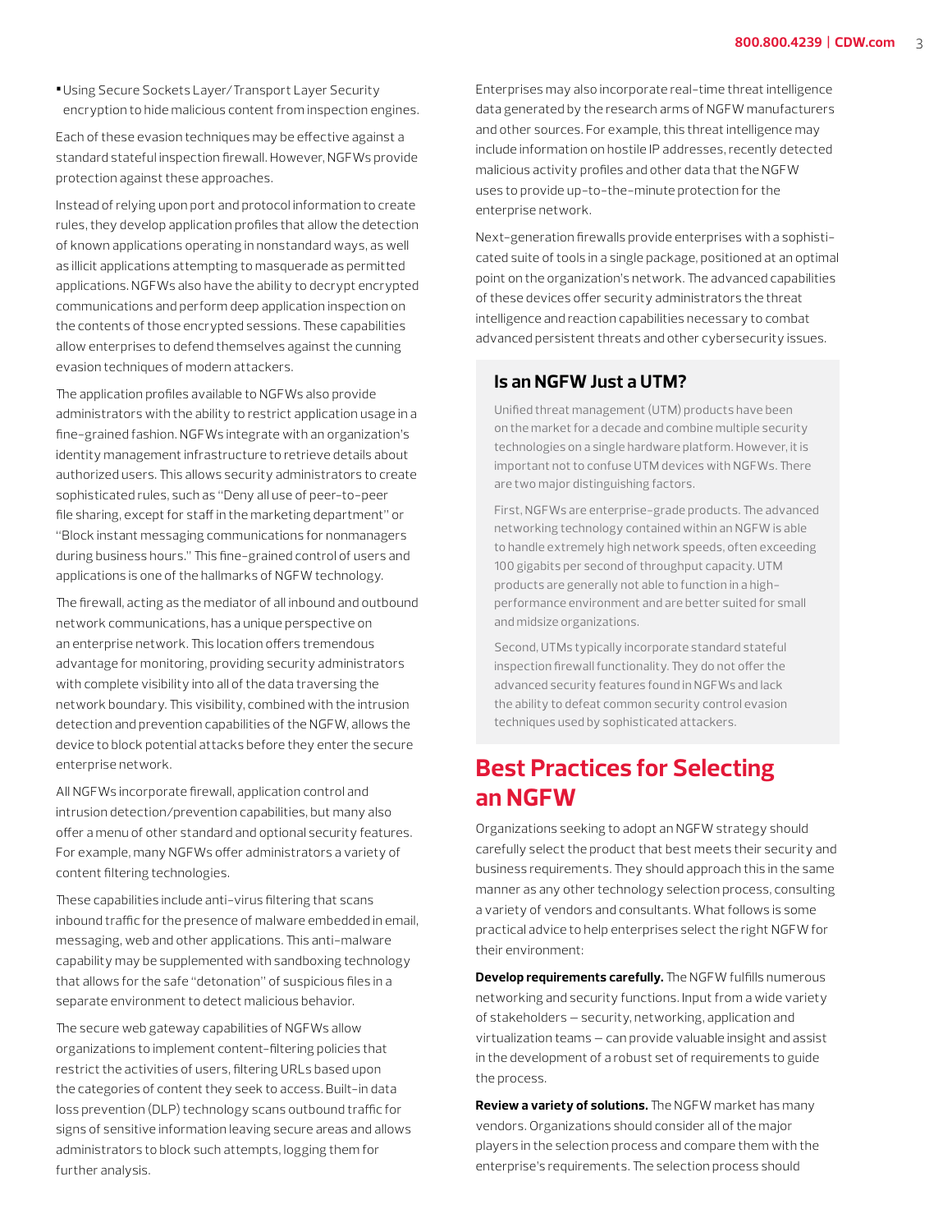- Using Secure Sockets Layer/Transport Layer Security encryption to hide malicious content from inspection engines.

Each of these evasion techniques may be effective against a standard stateful inspection firewall. However, NGFWs provide protection against these approaches.

Instead of relying upon port and protocol information to create rules, they develop application profiles that allow the detection of known applications operating in nonstandard ways, as well as illicit applications attempting to masquerade as permitted applications. NGFWs also have the ability to decrypt encrypted communications and perform deep application inspection on the contents of those encrypted sessions. These capabilities allow enterprises to defend themselves against the cunning evasion techniques of modern attackers.

The application profiles available to NGFWs also provide administrators with the ability to restrict application usage in a fine-grained fashion. NGFWs integrate with an organization's identity management infrastructure to retrieve details about authorized users. This allows security administrators to create sophisticated rules, such as "Deny all use of peer-to-peer file sharing, except for staff in the marketing department" or "Block instant messaging communications for nonmanagers during business hours." This fine-grained control of users and applications is one of the hallmarks of NGFW technology.

The firewall, acting as the mediator of all inbound and outbound network communications, has a unique perspective on an enterprise network. This location offers tremendous advantage for monitoring, providing security administrators with complete visibility into all of the data traversing the network boundary. This visibility, combined with the intrusion detection and prevention capabilities of the NGFW, allows the device to block potential attacks before they enter the secure enterprise network.

All NGFWs incorporate firewall, application control and intrusion detection/prevention capabilities, but many also offer a menu of other standard and optional security features. For example, many NGFWs offer administrators a variety of content filtering technologies.

These capabilities include anti-virus filtering that scans inbound traffic for the presence of malware embedded in email, messaging, web and other applications. This anti-malware capability may be supplemented with sandboxing technology that allows for the safe "detonation" of suspicious files in a separate environment to detect malicious behavior.

The secure web gateway capabilities of NGFWs allow organizations to implement content-filtering policies that restrict the activities of users, filtering URLs based upon the categories of content they seek to access. Built-in data loss prevention (DLP) technology scans outbound traffic for signs of sensitive information leaving secure areas and allows administrators to block such attempts, logging them for further analysis.

Enterprises may also incorporate real-time threat intelligence data generated by the research arms of NGFW manufacturers and other sources. For example, this threat intelligence may include information on hostile IP addresses, recently detected malicious activity profiles and other data that the NGFW uses to provide up-to-the-minute protection for the enterprise network.

Next-generation firewalls provide enterprises with a sophisticated suite of tools in a single package, positioned at an optimal point on the organization's network. The advanced capabilities of these devices offer security administrators the threat intelligence and reaction capabilities necessary to combat advanced persistent threats and other cybersecurity issues.

### Is an NGFW Just a UTM?

Unified threat management (UTM) products have been on the market for a decade and combine multiple security technologies on a single hardware platform. However, it is important not to confuse UTM devices with NGFWs. There are two major distinguishing factors.

First, NGFWs are enterprise-grade products. The advanced networking technology contained within an NGFW is able to handle extremely high network speeds, often exceeding 100 gigabits per second of throughput capacity. UTM products are generally not able to function in a high-performance environment and are better suited for small and midsize organizations.

Second, UTMs typically incorporate standard stateful inspection firewall functionality. They do not offer the advanced security features found in NGFWs and lack the ability to defeat common security control evasion techniques used by sophisticated attackers.

## Best Practices for Selecting an NGFW

Organizations seeking to adopt an NGFW strategy should carefully select the product that best meets their security and business requirements. They should approach this in the same manner as any other technology selection process, consulting a variety of vendors and consultants. What follows is some practical advice to help enterprises select the right NGFW for their environment:

**Develop requirements carefully.** The NGFW fulfills numerous networking and security functions. Input from a wide variety of stakeholders — security, networking, application and virtualization teams — can provide valuable insight and assist in the development of a robust set of requirements to guide the process.

**Review a variety of solutions.** The NGFW market has many vendors. Organizations should consider all of the major players in the selection process and compare them with the enterprise's requirements. The selection process should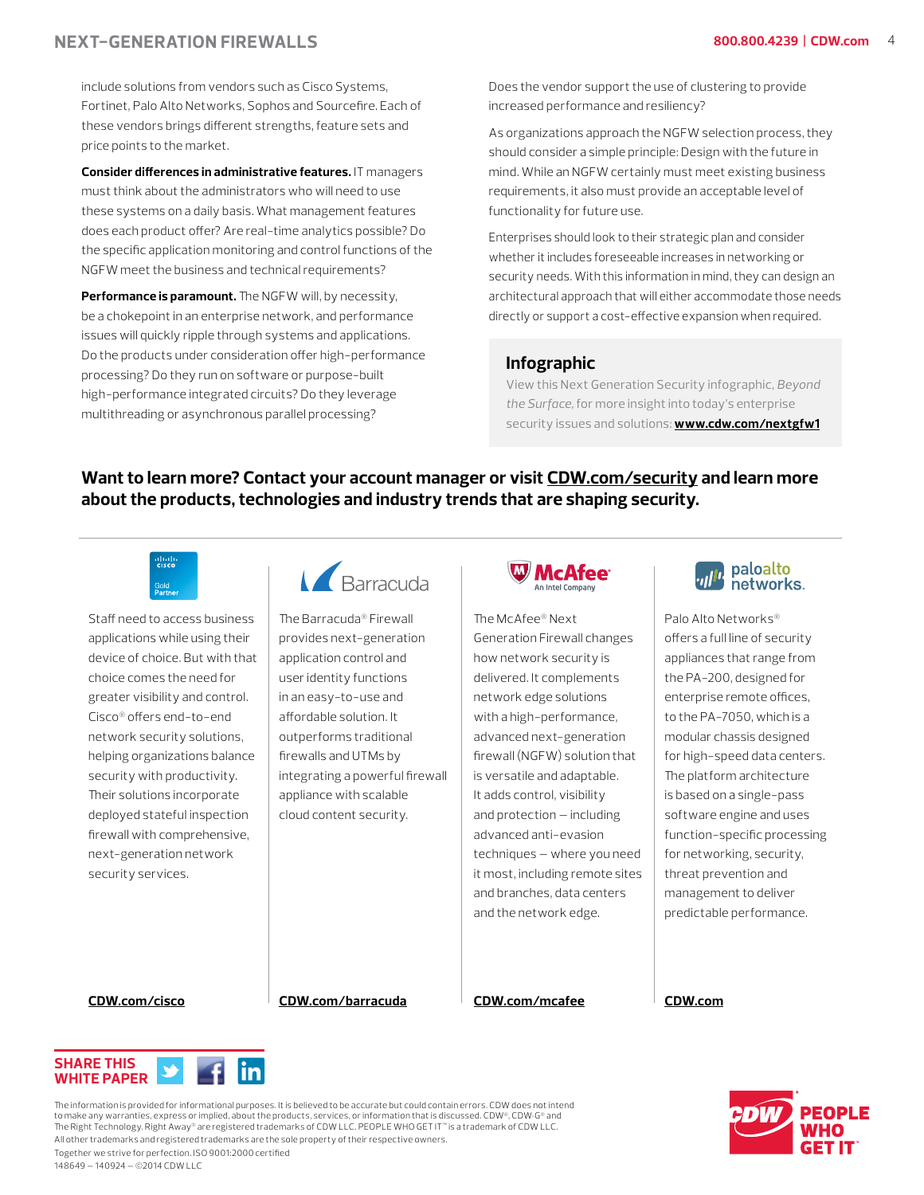include solutions from vendors such as Cisco Systems, Fortinet, Palo Alto Networks, Sophos and Sourcefire. Each of these vendors brings different strengths, feature sets and price points to the market.

**Consider differences in administrative features.** IT managers must think about the administrators who will need to use these systems on a daily basis. What management features does each product offer? Are real-time analytics possible? Do the specific application monitoring and control functions of the NGFW meet the business and technical requirements?

**Performance is paramount.** The NGFW will, by necessity, be a chokepoint in an enterprise network, and performance issues will quickly ripple through systems and applications. Do the products under consideration offer high-performance processing? Do they run on software or purpose-built high-performance integrated circuits? Do they leverage multithreading or asynchronous parallel processing?

Does the vendor support the use of clustering to provide increased performance and resiliency?

As organizations approach the NGFW selection process, they should consider a simple principle: Design with the future in mind. While an NGFW certainly must meet existing business requirements, it also must provide an acceptable level of functionality for future use.

Enterprises should look to their strategic plan and consider whether it includes foreseeable increases in networking or security needs. With this information in mind, they can design an architectural approach that will either accommodate those needs directly or support a cost-effective expansion when required.

### Infographic

View this Next Generation Security infographic, *Beyond the Surface*, for more insight into today's enterprise security issues and solutions: **www.cdw.com/nextgfw1**

**Want to learn more? Contact your account manager or visit CDW.com/security and learn more about the products, technologies and industry trends that are shaping security.**

Staff need to access business applications while using their device of choice. But with that choice comes the need for greater visibility and control. Cisco® offers end-to-end network security solutions, helping organizations balance security with productivity. Their solutions incorporate deployed stateful inspection firewall with comprehensive, next-generation network security services.

**CDW.com/cisco**

The Barracuda® Firewall provides next-generation application control and user identity functions in an easy-to-use and affordable solution. It outperforms traditional firewalls and UTMs by integrating a powerful firewall appliance with scalable cloud content security.

**CDW.com/barracuda**

The McAfee® Next Generation Firewall changes how network security is delivered. It complements network edge solutions with a high-performance, advanced next-generation firewall (NGFW) solution that is versatile and adaptable. It adds control, visibility and protection — including advanced anti-evasion techniques — where you need it most, including remote sites and branches, data centers and the network edge.

**CDW.com/mcafee**

Palo Alto Networks® offers a full line of security appliances that range from the PA-200, designed for enterprise remote offices, to the PA-7050, which is a modular chassis designed for high-speed data centers. The platform architecture is based on a single-pass software engine and uses function-specific processing for networking, security, threat prevention and management to deliver predictable performance.

**CDW.com**

SHARE THIS WHITE PAPER

The information is provided for informational purposes. It is believed to be accurate but could contain errors. CDW does not intend to make any warranties, express or implied, about the products, services, or information that is discussed. CDW®, CDW·G® and The Right Technology. Right Away® are registered trademarks of CDW LLC. PEOPLE WHO GET IT™ is a trademark of CDW LLC. All other trademarks and registered trademarks are the sole property of their respective owners.

Together we strive for perfection. ISO 9001:2000 certified

148649 — 140924 — ©2014 CDW LLC